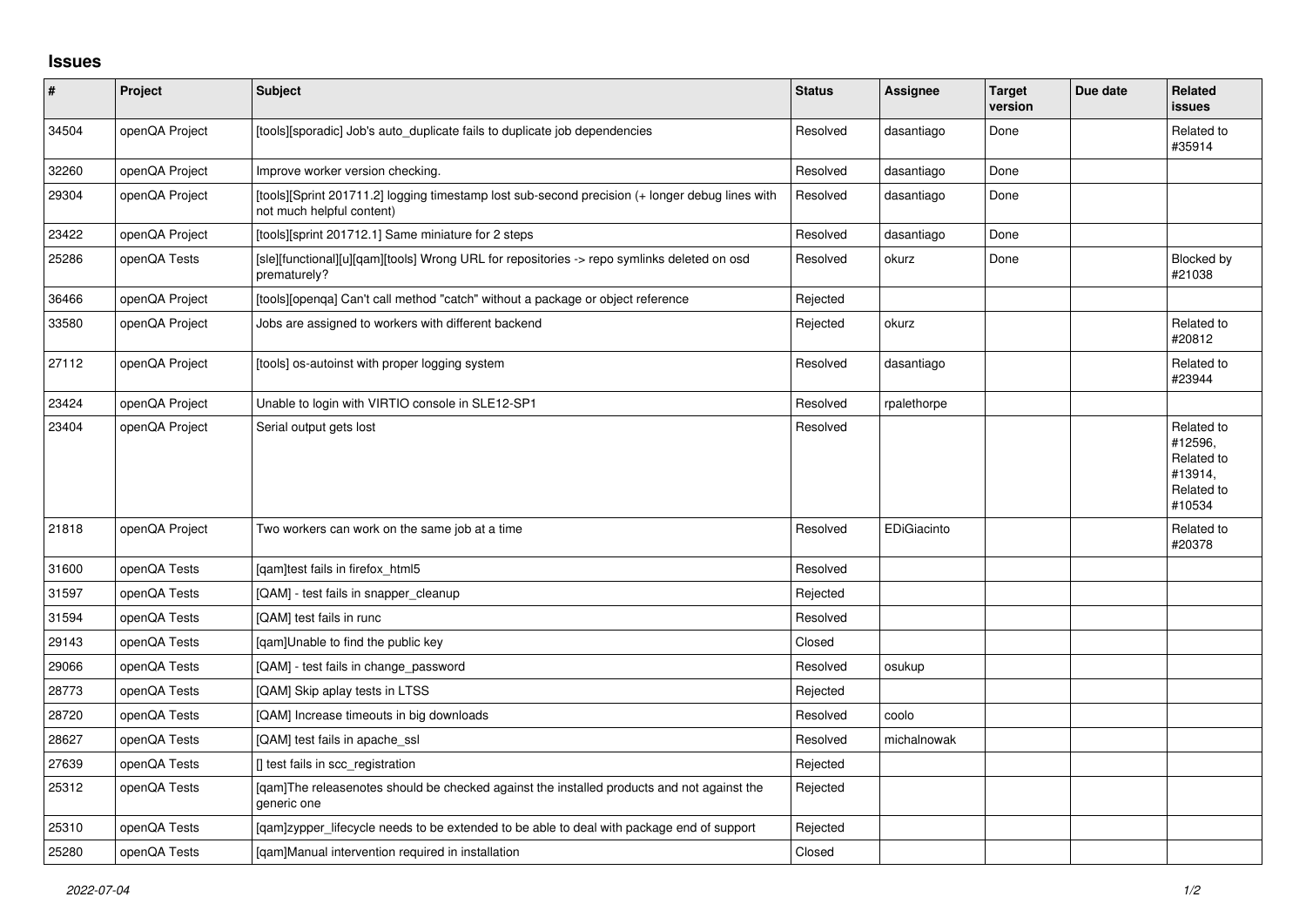## Issues

| # | Project | Subject | Status | Assignee | Target version | Due date | Related issues |
|---|---|---|---|---|---|---|---|
| 34504 | openQA Project | [tools][sporadic] Job's auto_duplicate fails to duplicate job dependencies | Resolved | dasantiago | Done | | Related to #35914 |
| 32260 | openQA Project | Improve worker version checking. | Resolved | dasantiago | Done | | |
| 29304 | openQA Project | [tools][Sprint 201711.2] logging timestamp lost sub-second precision (+ longer debug lines with not much helpful content) | Resolved | dasantiago | Done | | |
| 23422 | openQA Project | [tools][sprint 201712.1] Same miniature for 2 steps | Resolved | dasantiago | Done | | |
| 25286 | openQA Tests | [sle][functional][u][qam][tools] Wrong URL for repositories -> repo symlinks deleted on osd prematurely? | Resolved | okurz | Done | | Blocked by #21038 |
| 36466 | openQA Project | [tools][openqa] Can't call method "catch" without a package or object reference | Rejected | | | | |
| 33580 | openQA Project | Jobs are assigned to workers with different backend | Rejected | okurz | | | Related to #20812 |
| 27112 | openQA Project | [tools] os-autoinst with proper logging system | Resolved | dasantiago | | | Related to #23944 |
| 23424 | openQA Project | Unable to login with VIRTIO console in SLE12-SP1 | Resolved | rpalethorpe | | | |
| 23404 | openQA Project | Serial output gets lost | Resolved | | | | Related to #12596, Related to #13914, Related to #10534 |
| 21818 | openQA Project | Two workers can work on the same job at a time | Resolved | EDiGiacinto | | | Related to #20378 |
| 31600 | openQA Tests | [qam]test fails in firefox_html5 | Resolved | | | | |
| 31597 | openQA Tests | [QAM] - test fails in snapper_cleanup | Rejected | | | | |
| 31594 | openQA Tests | [QAM] test fails in runc | Resolved | | | | |
| 29143 | openQA Tests | [qam]Unable to find the public key | Closed | | | | |
| 29066 | openQA Tests | [QAM] - test fails in change_password | Resolved | osukup | | | |
| 28773 | openQA Tests | [QAM] Skip aplay tests in LTSS | Rejected | | | | |
| 28720 | openQA Tests | [QAM] Increase timeouts in big downloads | Resolved | coolo | | | |
| 28627 | openQA Tests | [QAM] test fails in apache_ssl | Resolved | michalnowak | | | |
| 27639 | openQA Tests | [] test fails in scc_registration | Rejected | | | | |
| 25312 | openQA Tests | [qam]The releasenotes should be checked against the installed products and not against the generic one | Rejected | | | | |
| 25310 | openQA Tests | [qam]zypper_lifecycle needs to be extended to be able to deal with package end of support | Rejected | | | | |
| 25280 | openQA Tests | [qam]Manual intervention required in installation | Closed | | | | |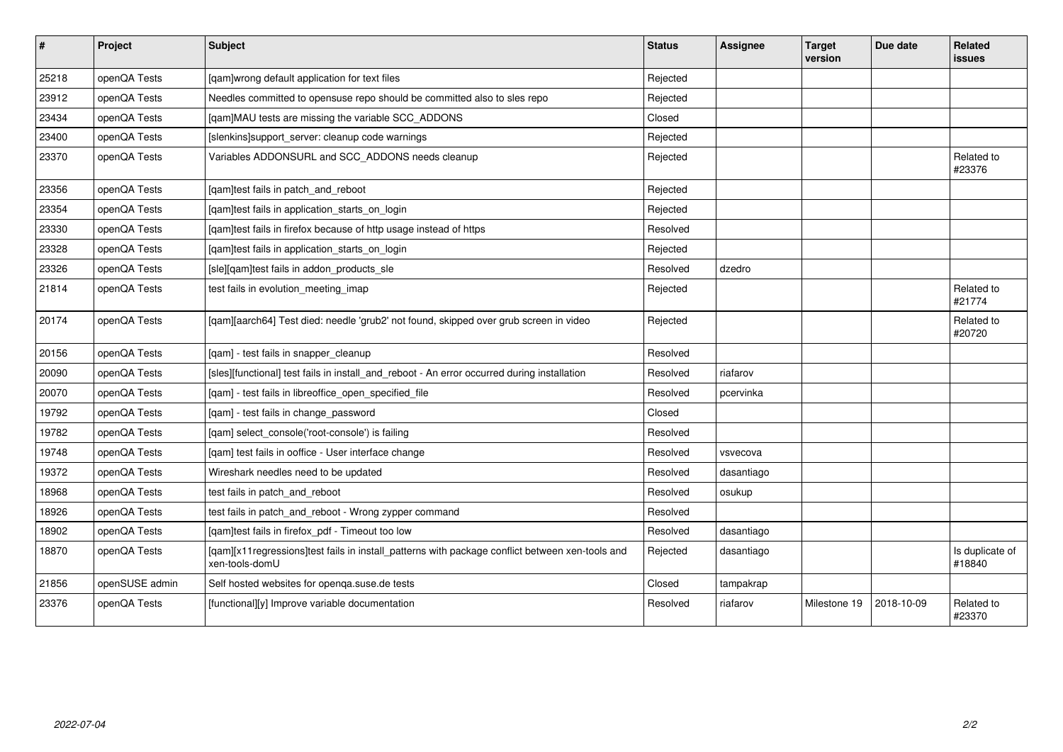| # | Project | Subject | Status | Assignee | Target version | Due date | Related issues |
|---|---|---|---|---|---|---|---|
| 25218 | openQA Tests | [qam]wrong default application for text files | Rejected | | | | |
| 23912 | openQA Tests | Needles committed to opensuse repo should be committed also to sles repo | Rejected | | | | |
| 23434 | openQA Tests | [qam]MAU tests are missing the variable SCC_ADDONS | Closed | | | | |
| 23400 | openQA Tests | [slenkins]support_server: cleanup code warnings | Rejected | | | | |
| 23370 | openQA Tests | Variables ADDONSURL and SCC_ADDONS needs cleanup | Rejected | | | | Related to #23376 |
| 23356 | openQA Tests | [qam]test fails in patch_and_reboot | Rejected | | | | |
| 23354 | openQA Tests | [qam]test fails in application_starts_on_login | Rejected | | | | |
| 23330 | openQA Tests | [qam]test fails in firefox because of http usage instead of https | Resolved | | | | |
| 23328 | openQA Tests | [qam]test fails in application_starts_on_login | Rejected | | | | |
| 23326 | openQA Tests | [sle][qam]test fails in addon_products_sle | Resolved | dzedro | | | |
| 21814 | openQA Tests | test fails in evolution_meeting_imap | Rejected | | | | Related to #21774 |
| 20174 | openQA Tests | [qam][aarch64] Test died: needle 'grub2' not found, skipped over grub screen in video | Rejected | | | | Related to #20720 |
| 20156 | openQA Tests | [qam] - test fails in snapper_cleanup | Resolved | | | | |
| 20090 | openQA Tests | [sles][functional] test fails in install_and_reboot - An error occurred during installation | Resolved | riafarov | | | |
| 20070 | openQA Tests | [qam] - test fails in libreoffice_open_specified_file | Resolved | pcervinka | | | |
| 19792 | openQA Tests | [qam] - test fails in change_password | Closed | | | | |
| 19782 | openQA Tests | [qam] select_console('root-console') is failing | Resolved | | | | |
| 19748 | openQA Tests | [qam] test fails in ooffice - User interface change | Resolved | vsvecova | | | |
| 19372 | openQA Tests | Wireshark needles need to be updated | Resolved | dasantiago | | | |
| 18968 | openQA Tests | test fails in patch_and_reboot | Resolved | osukup | | | |
| 18926 | openQA Tests | test fails in patch_and_reboot - Wrong zypper command | Resolved | | | | |
| 18902 | openQA Tests | [qam]test fails in firefox_pdf - Timeout too low | Resolved | dasantiago | | | |
| 18870 | openQA Tests | [qam][x11regressions]test fails in install_patterns with package conflict between xen-tools and xen-tools-domU | Rejected | dasantiago | | | Is duplicate of #18840 |
| 21856 | openSUSE admin | Self hosted websites for openqa.suse.de tests | Closed | tampakrap | | | |
| 23376 | openQA Tests | [functional][y] Improve variable documentation | Resolved | riafarov | Milestone 19 | 2018-10-09 | Related to #23370 |